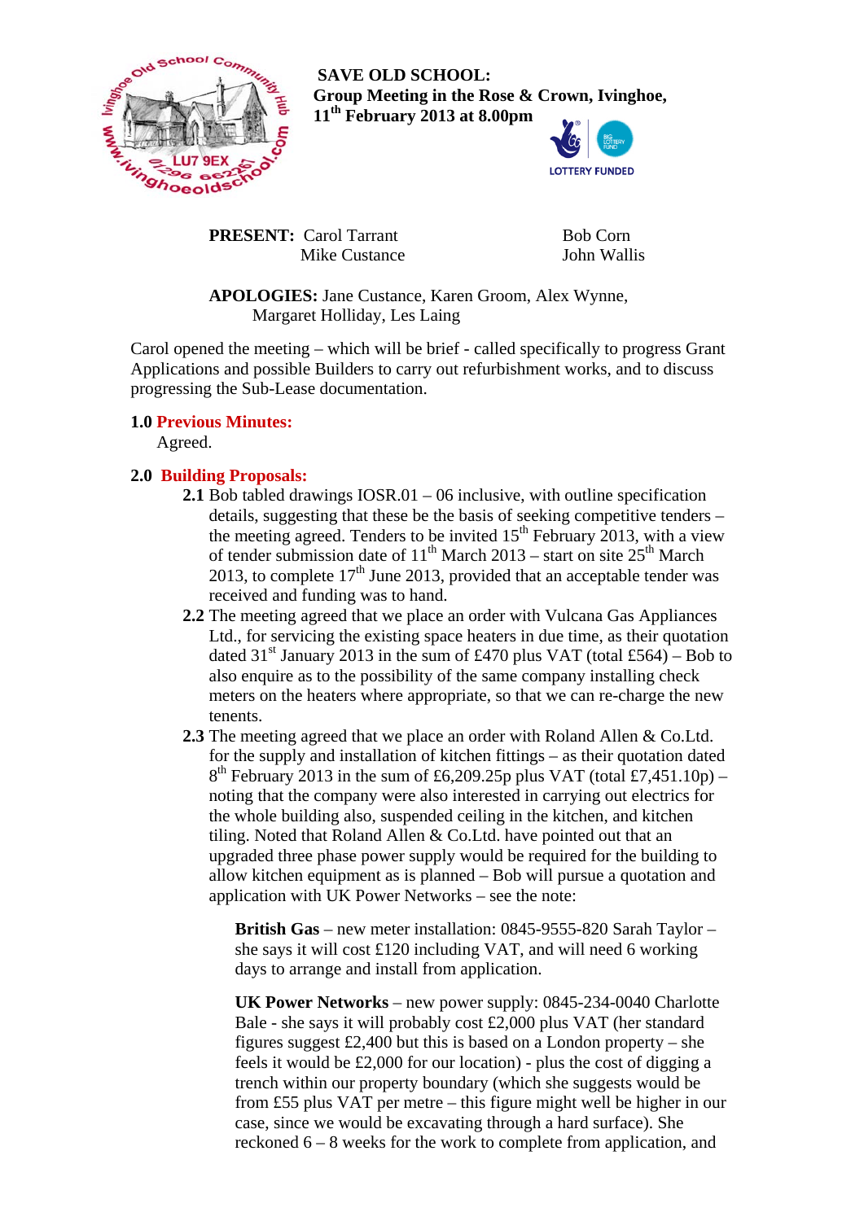**SAVE OLD SCHOOL:**
**Group Meeting in the Rose & Crown, Ivinghoe, 11th February 2013 at 8.00pm**

**PRESENT:** Carol Tarrant, Mike Custance, Bob Corn, John Wallis

**APOLOGIES:** Jane Custance, Karen Groom, Alex Wynne, Margaret Holliday, Les Laing

Carol opened the meeting – which will be brief - called specifically to progress Grant Applications and possible Builders to carry out refurbishment works, and to discuss progressing the Sub-Lease documentation.

**1.0 Previous Minutes:**

Agreed.

**2.0 Building Proposals:**

**2.1** Bob tabled drawings IOSR.01 – 06 inclusive, with outline specification details, suggesting that these be the basis of seeking competitive tenders – the meeting agreed. Tenders to be invited 15th February 2013, with a view of tender submission date of 11th March 2013 – start on site 25th March 2013, to complete 17th June 2013, provided that an acceptable tender was received and funding was to hand.

**2.2** The meeting agreed that we place an order with Vulcana Gas Appliances Ltd., for servicing the existing space heaters in due time, as their quotation dated 31st January 2013 in the sum of £470 plus VAT (total £564) – Bob to also enquire as to the possibility of the same company installing check meters on the heaters where appropriate, so that we can re-charge the new tenants.

**2.3** The meeting agreed that we place an order with Roland Allen & Co.Ltd. for the supply and installation of kitchen fittings – as their quotation dated 8th February 2013 in the sum of £6,209.25p plus VAT (total £7,451.10p) – noting that the company were also interested in carrying out electrics for the whole building also, suspended ceiling in the kitchen, and kitchen tiling. Noted that Roland Allen & Co.Ltd. have pointed out that an upgraded three phase power supply would be required for the building to allow kitchen equipment as is planned – Bob will pursue a quotation and application with UK Power Networks – see the note:

**British Gas** – new meter installation: 0845-9555-820 Sarah Taylor – she says it will cost £120 including VAT, and will need 6 working days to arrange and install from application.

**UK Power Networks** – new power supply: 0845-234-0040 Charlotte Bale - she says it will probably cost £2,000 plus VAT (her standard figures suggest £2,400 but this is based on a London property – she feels it would be £2,000 for our location) - plus the cost of digging a trench within our property boundary (which she suggests would be from £55 plus VAT per metre – this figure might well be higher in our case, since we would be excavating through a hard surface). She reckoned 6 – 8 weeks for the work to complete from application, and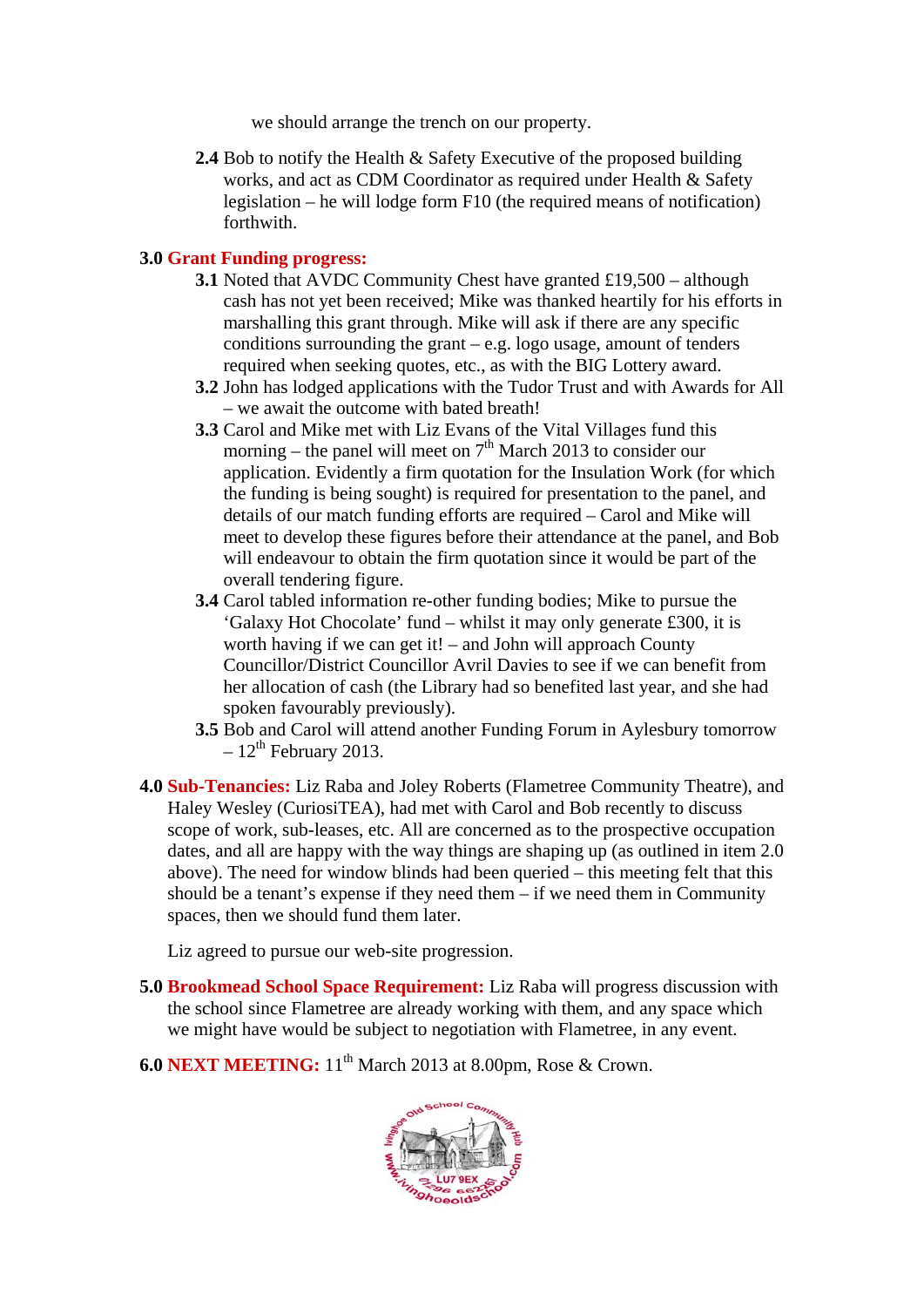we should arrange the trench on our property.

**2.4** Bob to notify the Health & Safety Executive of the proposed building works, and act as CDM Coordinator as required under Health & Safety legislation – he will lodge form F10 (the required means of notification) forthwith.

**3.0 Grant Funding progress:**

**3.1** Noted that AVDC Community Chest have granted £19,500 – although cash has not yet been received; Mike was thanked heartily for his efforts in marshalling this grant through. Mike will ask if there are any specific conditions surrounding the grant – e.g. logo usage, amount of tenders required when seeking quotes, etc., as with the BIG Lottery award.

**3.2** John has lodged applications with the Tudor Trust and with Awards for All – we await the outcome with bated breath!

**3.3** Carol and Mike met with Liz Evans of the Vital Villages fund this morning – the panel will meet on 7th March 2013 to consider our application. Evidently a firm quotation for the Insulation Work (for which the funding is being sought) is required for presentation to the panel, and details of our match funding efforts are required – Carol and Mike will meet to develop these figures before their attendance at the panel, and Bob will endeavour to obtain the firm quotation since it would be part of the overall tendering figure.

**3.4** Carol tabled information re-other funding bodies; Mike to pursue the 'Galaxy Hot Chocolate' fund – whilst it may only generate £300, it is worth having if we can get it! – and John will approach County Councillor/District Councillor Avril Davies to see if we can benefit from her allocation of cash (the Library had so benefited last year, and she had spoken favourably previously).

**3.5** Bob and Carol will attend another Funding Forum in Aylesbury tomorrow – 12th February 2013.

**4.0 Sub-Tenancies:** Liz Raba and Joley Roberts (Flametree Community Theatre), and Haley Wesley (CuriosiTEA), had met with Carol and Bob recently to discuss scope of work, sub-leases, etc. All are concerned as to the prospective occupation dates, and all are happy with the way things are shaping up (as outlined in item 2.0 above). The need for window blinds had been queried – this meeting felt that this should be a tenant's expense if they need them – if we need them in Community spaces, then we should fund them later.

Liz agreed to pursue our web-site progression.

**5.0 Brookmead School Space Requirement:** Liz Raba will progress discussion with the school since Flametree are already working with them, and any space which we might have would be subject to negotiation with Flametree, in any event.

**6.0 NEXT MEETING:** 11th March 2013 at 8.00pm, Rose & Crown.

Ivinghoe Old School Community Hub
LU7 9EX
01296 662261
www.ivinghoeoldschool.com